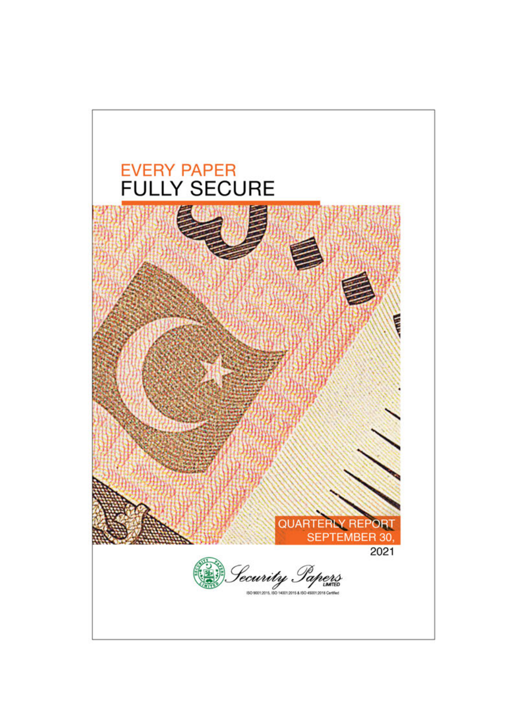# EVERY PAPER
# FULLY SECURE

QUARTERLY REPORT
SEPTEMBER 30,
2021

Security Papers LIMITED

ISO 9001:2015, ISO 14001:2015 & ISO 45001:2018 Certified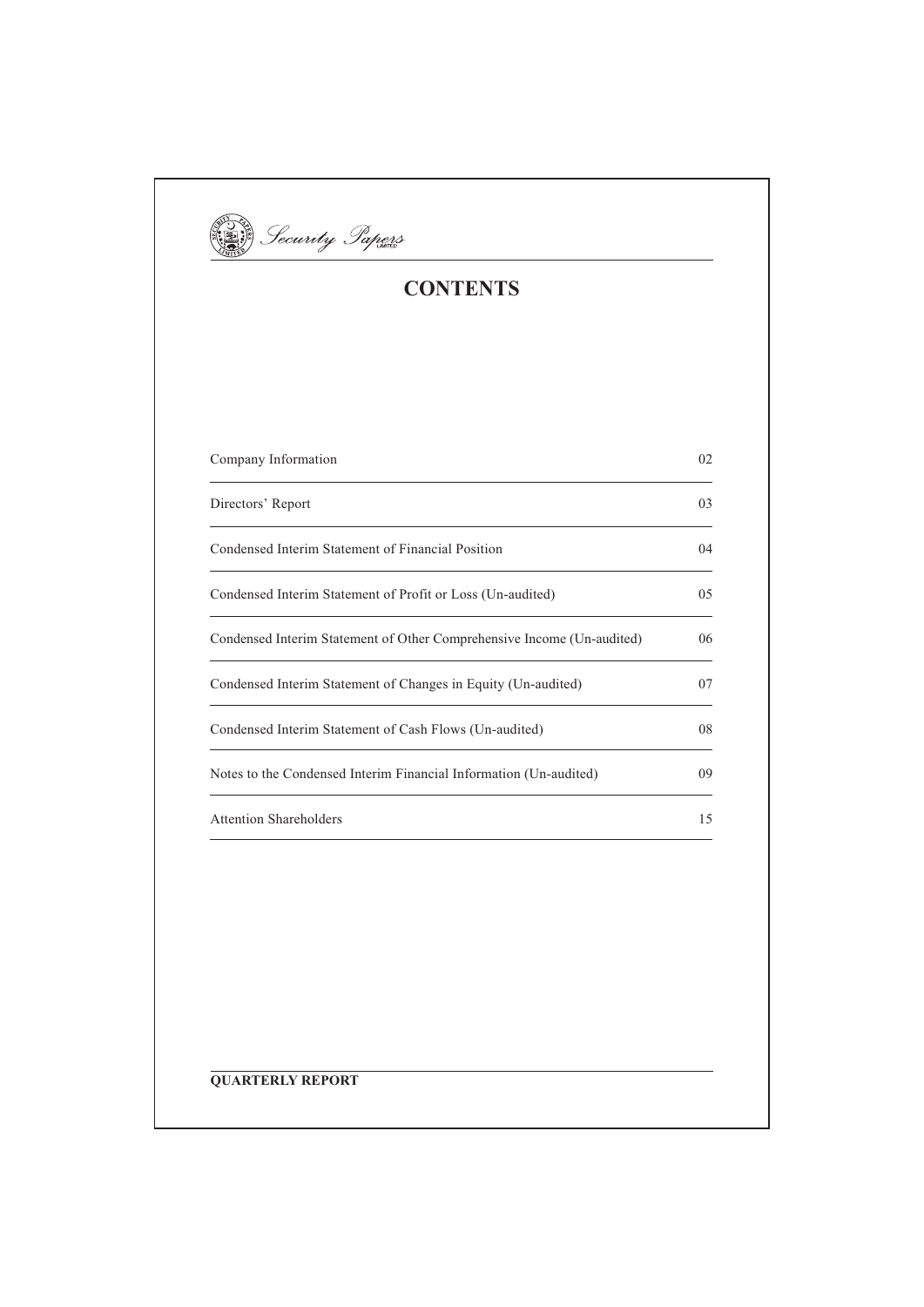# CONTENTS

| | |
|---|---|
| Company Information | 02 |
| Directors' Report | 03 |
| Condensed Interim Statement of Financial Position | 04 |
| Condensed Interim Statement of Profit or Loss (Un-audited) | 05 |
| Condensed Interim Statement of Other Comprehensive Income (Un-audited) | 06 |
| Condensed Interim Statement of Changes in Equity (Un-audited) | 07 |
| Condensed Interim Statement of Cash Flows (Un-audited) | 08 |
| Notes to the Condensed Interim Financial Information (Un-audited) | 09 |
| Attention Shareholders | 15 |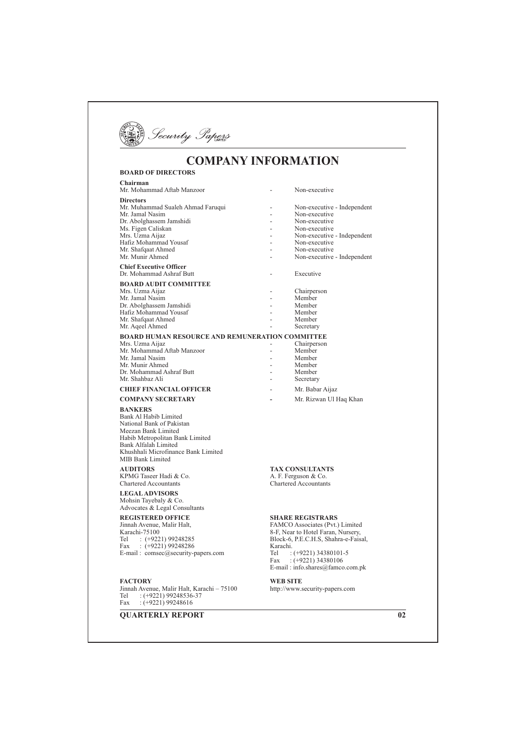# COMPANY INFORMATION

## BOARD OF DIRECTORS

**Chairman**

| | |
|---|---|
| Mr. Mohammad Aftab Manzoor | Non-executive |

**Directors**

| | |
|---|---|
| Mr. Muhammad Sualeh Ahmad Faruqui | Non-executive - Independent |
| Mr. Jamal Nasim | Non-executive |
| Dr. Abolghassem Jamshidi | Non-executive |
| Ms. Figen Caliskan | Non-executive |
| Mrs. Uzma Aijaz | Non-executive - Independent |
| Hafiz Mohammad Yousaf | Non-executive |
| Mr. Shafqaat Ahmed | Non-executive |
| Mr. Munir Ahmed | Non-executive - Independent |

**Chief Executive Officer**

| | |
|---|---|
| Dr. Mohammad Ashraf Butt | Executive |

## BOARD AUDIT COMMITTEE

| | |
|---|---|
| Mrs. Uzma Aijaz | Chairperson |
| Mr. Jamal Nasim | Member |
| Dr. Abolghassem Jamshidi | Member |
| Hafiz Mohammad Yousaf | Member |
| Mr. Shafqaat Ahmed | Member |
| Mr. Aqeel Ahmed | Secretary |

## BOARD HUMAN RESOURCE AND REMUNERATION COMMITTEE

| | |
|---|---|
| Mrs. Uzma Aijaz | Chairperson |
| Mr. Mohammad Aftab Manzoor | Member |
| Mr. Jamal Nasim | Member |
| Mr. Munir Ahmed | Member |
| Dr. Mohammad Ashraf Butt | Member |
| Mr. Shahbaz Ali | Secretary |

**CHIEF FINANCIAL OFFICER** - Mr. Babar Aijaz

**COMPANY SECRETARY** - Mr. Rizwan Ul Haq Khan

**BANKERS**

Bank Al Habib Limited
National Bank of Pakistan
Meezan Bank Limited
Habib Metropolitan Bank Limited
Bank Alfalah Limited
Khushhali Microfinance Bank Limited
MIB Bank Limited

**AUDITORS**

KPMG Taseer Hadi & Co.
Chartered Accountants

**TAX CONSULTANTS**

A. F. Ferguson & Co.
Chartered Accountants

**LEGAL ADVISORS**

Mohsin Tayebaly & Co.
Advocates & Legal Consultants

**REGISTERED OFFICE**

Jinnah Avenue, Malir Halt,
Karachi-75100
Tel : (+9221) 99248285
Fax : (+9221) 99248286
E-mail : comsec@security-papers.com

**SHARE REGISTRARS**

FAMCO Associates (Pvt.) Limited
8-F, Near to Hotel Faran, Nursery,
Block-6, P.E.C.H.S, Shahra-e-Faisal,
Karachi.
Tel : (+9221) 34380101-5
Fax : (+9221) 34380106
E-mail : info.shares@famco.com.pk

**FACTORY**

Jinnah Avenue, Malir Halt, Karachi – 75100
Tel : (+9221) 99248536-37
Fax : (+9221) 99248616

**WEB SITE**

http://www.security-papers.com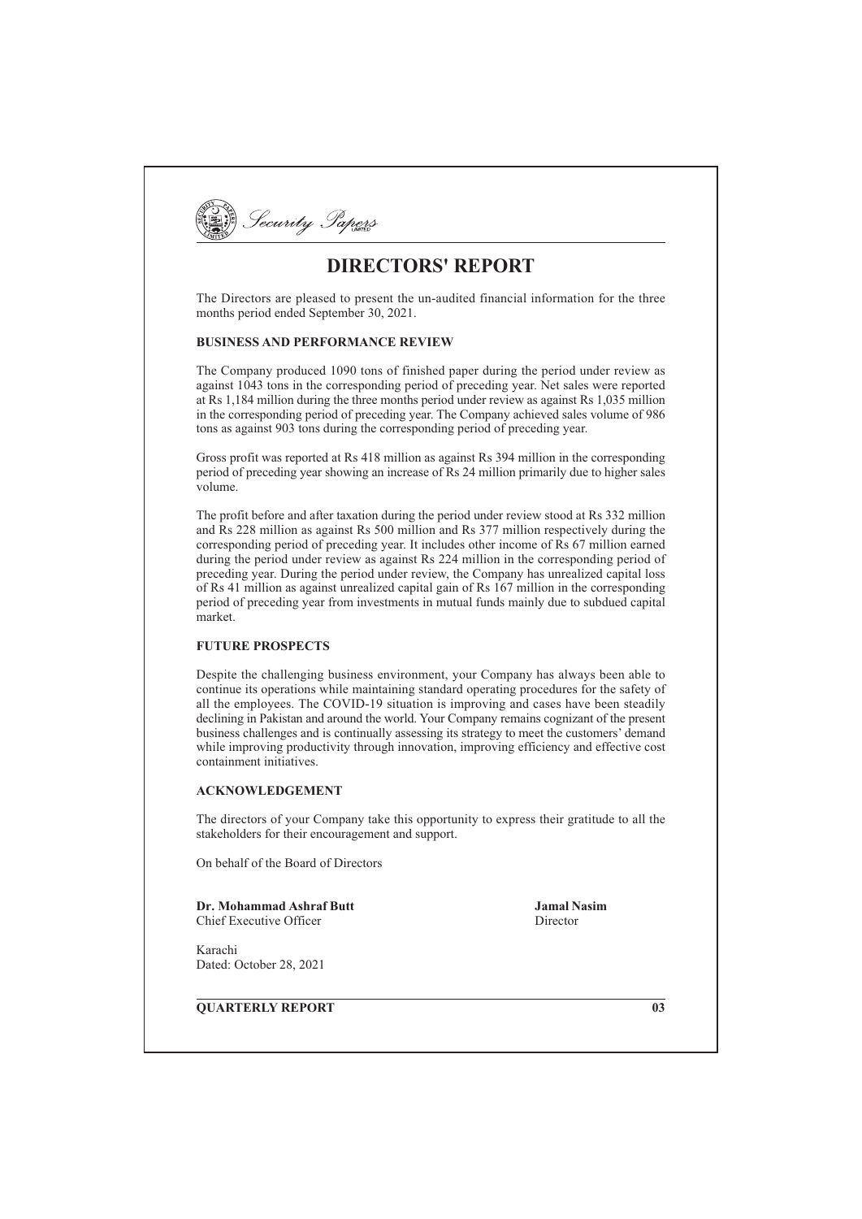# DIRECTORS' REPORT

The Directors are pleased to present the un-audited financial information for the three months period ended September 30, 2021.

**BUSINESS AND PERFORMANCE REVIEW**

The Company produced 1090 tons of finished paper during the period under review as against 1043 tons in the corresponding period of preceding year. Net sales were reported at Rs 1,184 million during the three months period under review as against Rs 1,035 million in the corresponding period of preceding year. The Company achieved sales volume of 986 tons as against 903 tons during the corresponding period of preceding year.

Gross profit was reported at Rs 418 million as against Rs 394 million in the corresponding period of preceding year showing an increase of Rs 24 million primarily due to higher sales volume.

The profit before and after taxation during the period under review stood at Rs 332 million and Rs 228 million as against Rs 500 million and Rs 377 million respectively during the corresponding period of preceding year. It includes other income of Rs 67 million earned during the period under review as against Rs 224 million in the corresponding period of preceding year. During the period under review, the Company has unrealized capital loss of Rs 41 million as against unrealized capital gain of Rs 167 million in the corresponding period of preceding year from investments in mutual funds mainly due to subdued capital market.

**FUTURE PROSPECTS**

Despite the challenging business environment, your Company has always been able to continue its operations while maintaining standard operating procedures for the safety of all the employees. The COVID-19 situation is improving and cases have been steadily declining in Pakistan and around the world. Your Company remains cognizant of the present business challenges and is continually assessing its strategy to meet the customers' demand while improving productivity through innovation, improving efficiency and effective cost containment initiatives.

**ACKNOWLEDGEMENT**

The directors of your Company take this opportunity to express their gratitude to all the stakeholders for their encouragement and support.

On behalf of the Board of Directors

**Dr. Mohammad Ashraf Butt**
Chief Executive Officer

**Jamal Nasim**
Director

Karachi
Dated: October 28, 2021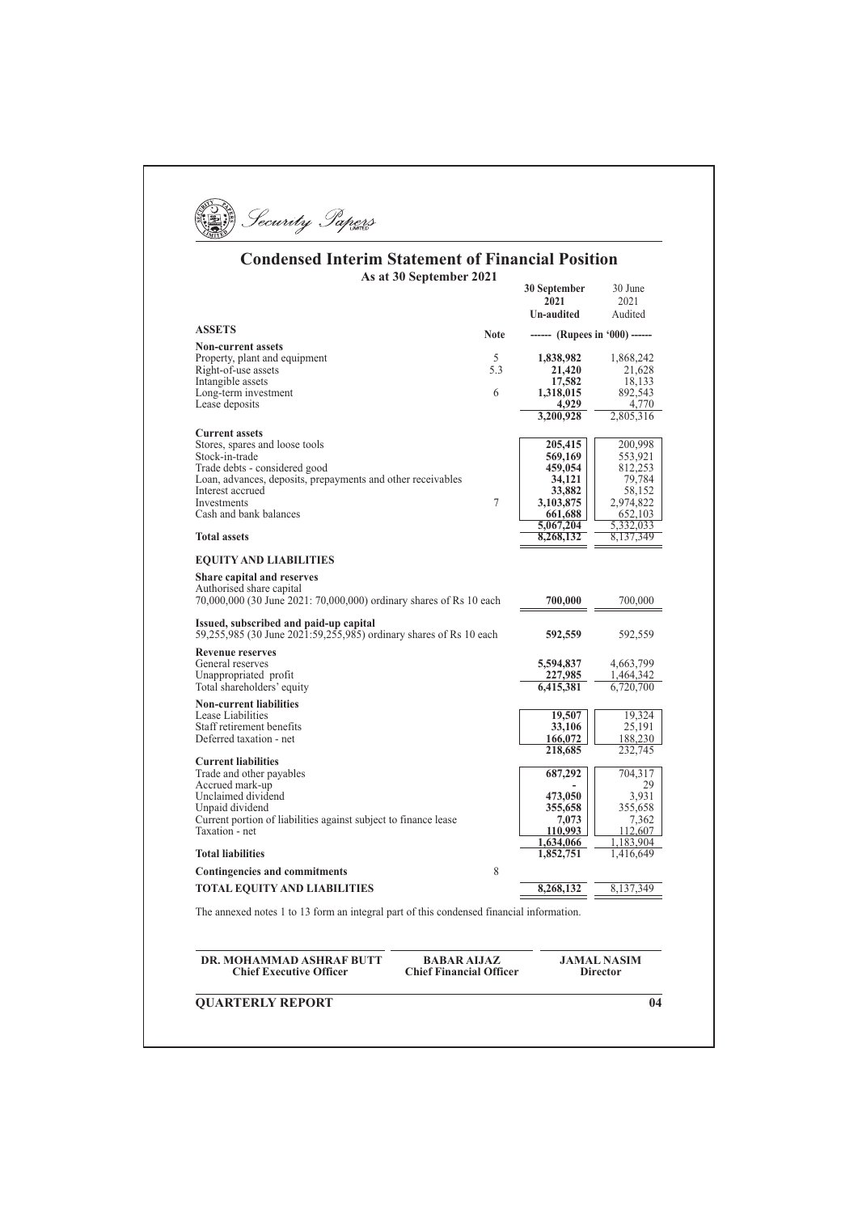# Condensed Interim Statement of Financial Position

**As at 30 September 2021**

| | Note | 30 September 2021 Un-audited | 30 June 2021 Audited |
|---|---|---|---|
| **ASSETS** | | ------ (Rupees in '000) ------ | |
| **Non-current assets** | | | |
| Property, plant and equipment | 5 | **1,838,982** | 1,868,242 |
| Right-of-use assets | 5.3 | **21,420** | 21,628 |
| Intangible assets | | **17,582** | 18,133 |
| Long-term investment | 6 | **1,318,015** | 892,543 |
| Lease deposits | | **4,929** | 4,770 |
| | | **3,200,928** | 2,805,316 |
| **Current assets** | | | |
| Stores, spares and loose tools | | **205,415** | 200,998 |
| Stock-in-trade | | **569,169** | 553,921 |
| Trade debts - considered good | | **459,054** | 812,253 |
| Loan, advances, deposits, prepayments and other receivables | | **34,121** | 79,784 |
| Interest accrued | | **33,882** | 58,152 |
| Investments | 7 | **3,103,875** | 2,974,822 |
| Cash and bank balances | | **661,688** | 652,103 |
| | | **5,067,204** | 5,332,033 |
| **Total assets** | | **8,268,132** | 8,137,349 |
| **EQUITY AND LIABILITIES** | | | |
| **Share capital and reserves** | | | |
| Authorised share capital | | | |
| 70,000,000 (30 June 2021: 70,000,000) ordinary shares of Rs 10 each | | **700,000** | 700,000 |
| **Issued, subscribed and paid-up capital** | | | |
| 59,255,985 (30 June 2021:59,255,985) ordinary shares of Rs 10 each | | **592,559** | 592,559 |
| **Revenue reserves** | | | |
| General reserves | | **5,594,837** | 4,663,799 |
| Unappropriated profit | | **227,985** | 1,464,342 |
| Total shareholders' equity | | **6,415,381** | 6,720,700 |
| **Non-current liabilities** | | | |
| Lease Liabilities | | **19,507** | 19,324 |
| Staff retirement benefits | | **33,106** | 25,191 |
| Deferred taxation - net | | **166,072** | 188,230 |
| | | **218,685** | 232,745 |
| **Current liabilities** | | | |
| Trade and other payables | | **687,292** | 704,317 |
| Accrued mark-up | | **-** | 29 |
| Unclaimed dividend | | **473,050** | 3,931 |
| Unpaid dividend | | **355,658** | 355,658 |
| Current portion of liabilities against subject to finance lease | | **7,073** | 7,362 |
| Taxation - net | | **110,993** | 112,607 |
| | | **1,634,066** | 1,183,904 |
| **Total liabilities** | | **1,852,751** | 1,416,649 |
| **Contingencies and commitments** | 8 | | |
| **TOTAL EQUITY AND LIABILITIES** | | **8,268,132** | 8,137,349 |

The annexed notes 1 to 13 form an integral part of this condensed financial information.

| **DR. MOHAMMAD ASHRAF BUTT** | **BABAR AIJAZ** | **JAMAL NASIM** |
|---|---|---|
| **Chief Executive Officer** | **Chief Financial Officer** | **Director** |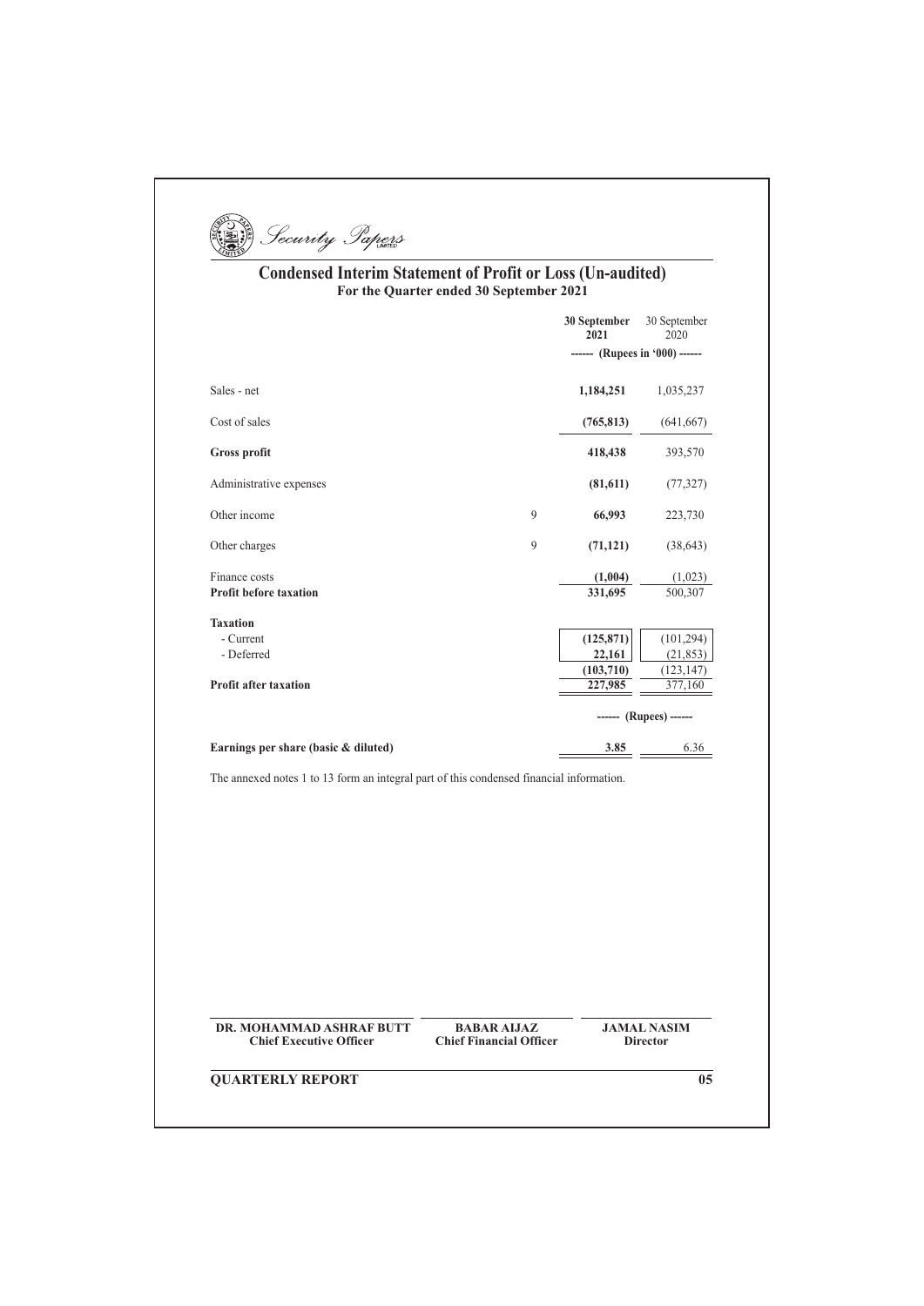## Condensed Interim Statement of Profit or Loss (Un-audited)

### For the Quarter ended 30 September 2021

| | Note | 30 September 2021 | 30 September 2020 |
|---|---|---|---|
| | | ------ (Rupees in '000) ------ | |
| Sales - net | | **1,184,251** | 1,035,237 |
| Cost of sales | | **(765,813)** | (641,667) |
| **Gross profit** | | **418,438** | 393,570 |
| Administrative expenses | | **(81,611)** | (77,327) |
| Other income | 9 | **66,993** | 223,730 |
| Other charges | 9 | **(71,121)** | (38,643) |
| Finance costs | | **(1,004)** | (1,023) |
| **Profit before taxation** | | **331,695** | 500,307 |
| **Taxation** | | | |
| - Current | | **(125,871)** | (101,294) |
| - Deferred | | **22,161** | (21,853) |
| | | **(103,710)** | (123,147) |
| **Profit after taxation** | | **227,985** | 377,160 |
| | | ------ (Rupees) ------ | |
| **Earnings per share (basic & diluted)** | | **3.85** | 6.36 |

The annexed notes 1 to 13 form an integral part of this condensed financial information.

| | | |
|---|---|---|
| **DR. MOHAMMAD ASHRAF BUTT** | **BABAR AIJAZ** | **JAMAL NASIM** |
| **Chief Executive Officer** | **Chief Financial Officer** | **Director** |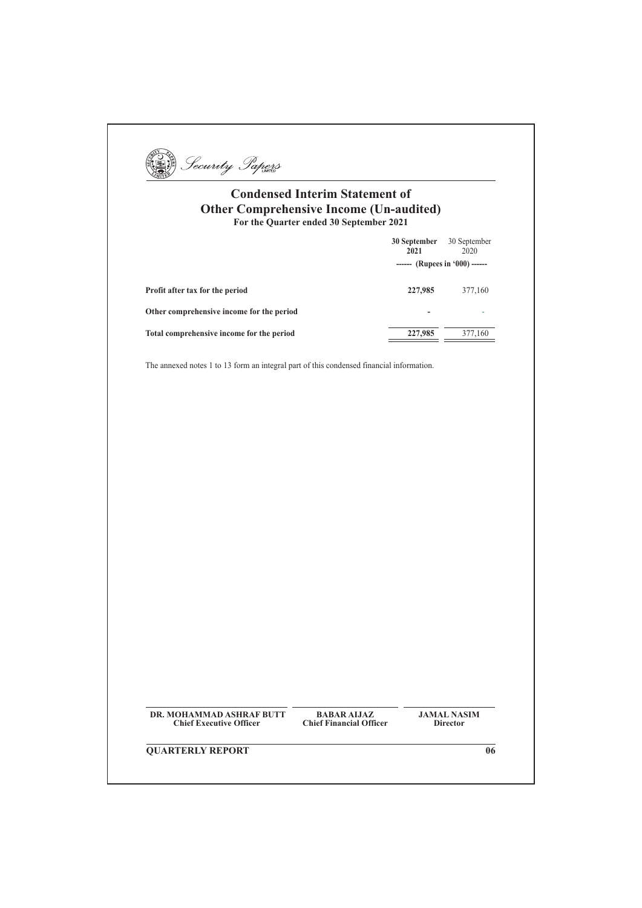# Condensed Interim Statement of Other Comprehensive Income (Un-audited)

**For the Quarter ended 30 September 2021**

| | 30 September 2021 | 30 September 2020 |
|---|---|---|
| | ------ (Rupees in '000) ------ | |
| **Profit after tax for the period** | **227,985** | 377,160 |
| **Other comprehensive income for the period** | **-** | - |
| **Total comprehensive income for the period** | **227,985** | 377,160 |

The annexed notes 1 to 13 form an integral part of this condensed financial information.

**DR. MOHAMMAD ASHRAF BUTT**
**Chief Executive Officer**

**BABAR AIJAZ**
**Chief Financial Officer**

**JAMAL NASIM**
**Director**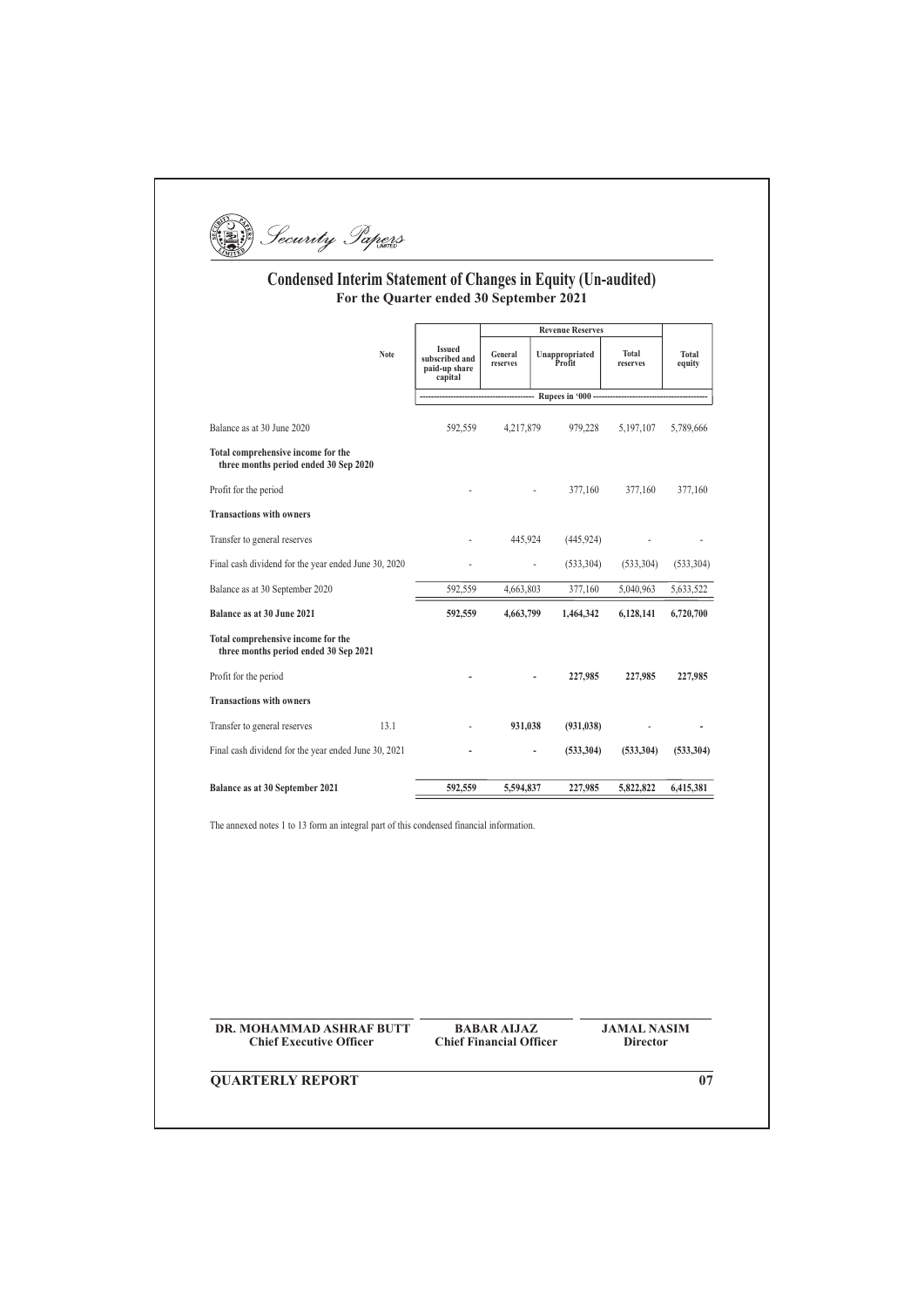# Condensed Interim Statement of Changes in Equity (Un-audited)

## For the Quarter ended 30 September 2021

| | Note | Issued subscribed and paid-up share capital | Revenue Reserves | | | Total equity |
|---|---|---|---|---|---|---|
| | | | General reserves | Unappropriated Profit | Total reserves | |
| | | ---------------------- | ---------- | Rupees in '000 | ---------- | ---------------------- |
| Balance as at 30 June 2020 | | 592,559 | 4,217,879 | 979,228 | 5,197,107 | 5,789,666 |
| **Total comprehensive income for the three months period ended 30 Sep 2020** | | | | | | |
| Profit for the period | | - | - | 377,160 | 377,160 | 377,160 |
| **Transactions with owners** | | | | | | |
| Transfer to general reserves | | - | 445,924 | (445,924) | - | - |
| Final cash dividend for the year ended June 30, 2020 | | - | - | (533,304) | (533,304) | (533,304) |
| Balance as at 30 September 2020 | | 592,559 | 4,663,803 | 377,160 | 5,040,963 | 5,633,522 |
| **Balance as at 30 June 2021** | | **592,559** | **4,663,799** | **1,464,342** | **6,128,141** | **6,720,700** |
| **Total comprehensive income for the three months period ended 30 Sep 2021** | | | | | | |
| Profit for the period | | **-** | **-** | **227,985** | **227,985** | **227,985** |
| **Transactions with owners** | | | | | | |
| Transfer to general reserves | 13.1 | - | **931,038** | **(931,038)** | - | **-** |
| Final cash dividend for the year ended June 30, 2021 | | **-** | **-** | **(533,304)** | **(533,304)** | **(533,304)** |
| **Balance as at 30 September 2021** | | **592,559** | **5,594,837** | **227,985** | **5,822,822** | **6,415,381** |

The annexed notes 1 to 13 form an integral part of this condensed financial information.

| DR. MOHAMMAD ASHRAF BUTT | BABAR AIJAZ | JAMAL NASIM |
|---|---|---|
| Chief Executive Officer | Chief Financial Officer | Director |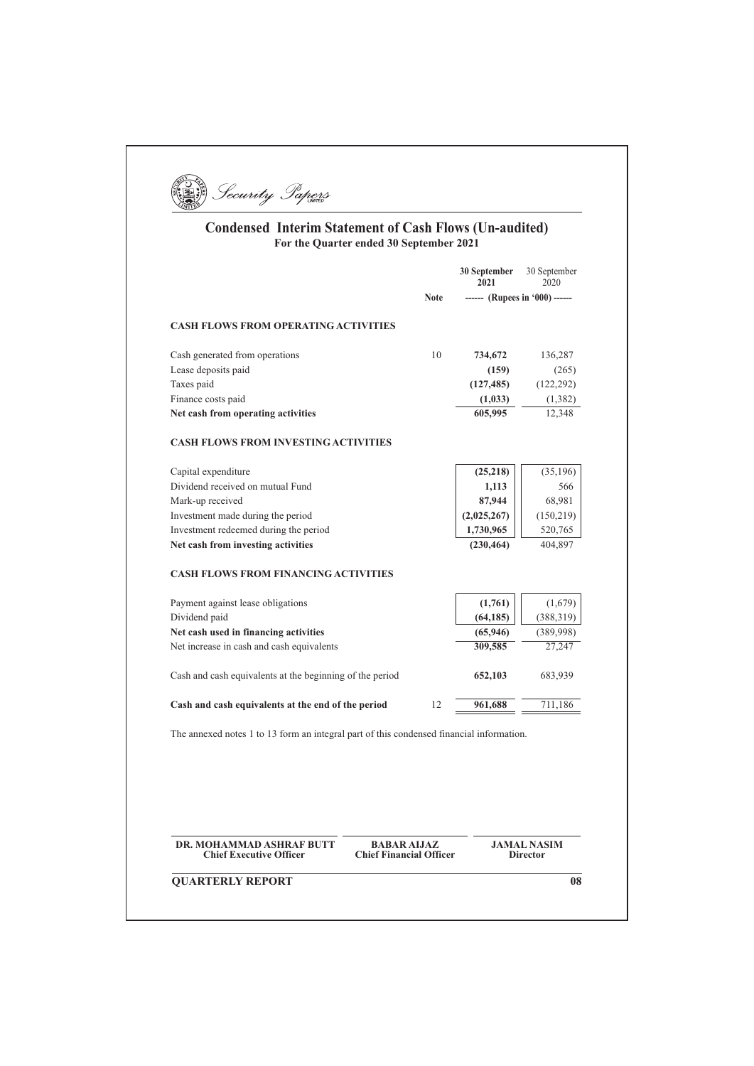## Condensed Interim Statement of Cash Flows (Un-audited)
### For the Quarter ended 30 September 2021

| | Note | 30 September 2021 | 30 September 2020 |
|---|---|---|---|
| | | ------ (Rupees in '000) ------ | |
| **CASH FLOWS FROM OPERATING ACTIVITIES** | | | |
| Cash generated from operations | 10 | **734,672** | 136,287 |
| Lease deposits paid | | **(159)** | (265) |
| Taxes paid | | **(127,485)** | (122,292) |
| Finance costs paid | | **(1,033)** | (1,382) |
| **Net cash from operating activities** | | **605,995** | 12,348 |
| **CASH FLOWS FROM INVESTING ACTIVITIES** | | | |
| Capital expenditure | | **(25,218)** | (35,196) |
| Dividend received on mutual Fund | | **1,113** | 566 |
| Mark-up received | | **87,944** | 68,981 |
| Investment made during the period | | **(2,025,267)** | (150,219) |
| Investment redeemed during the period | | **1,730,965** | 520,765 |
| **Net cash from investing activities** | | **(230,464)** | 404,897 |
| **CASH FLOWS FROM FINANCING ACTIVITIES** | | | |
| Payment against lease obligations | | **(1,761)** | (1,679) |
| Dividend paid | | **(64,185)** | (388,319) |
| **Net cash used in financing activities** | | **(65,946)** | (389,998) |
| Net increase in cash and cash equivalents | | **309,585** | 27,247 |
| Cash and cash equivalents at the beginning of the period | | **652,103** | 683,939 |
| **Cash and cash equivalents at the end of the period** | 12 | **961,688** | 711,186 |

The annexed notes 1 to 13 form an integral part of this condensed financial information.

| **DR. MOHAMMAD ASHRAF BUTT** | **BABAR AIJAZ** | **JAMAL NASIM** |
|---|---|---|
| **Chief Executive Officer** | **Chief Financial Officer** | **Director** |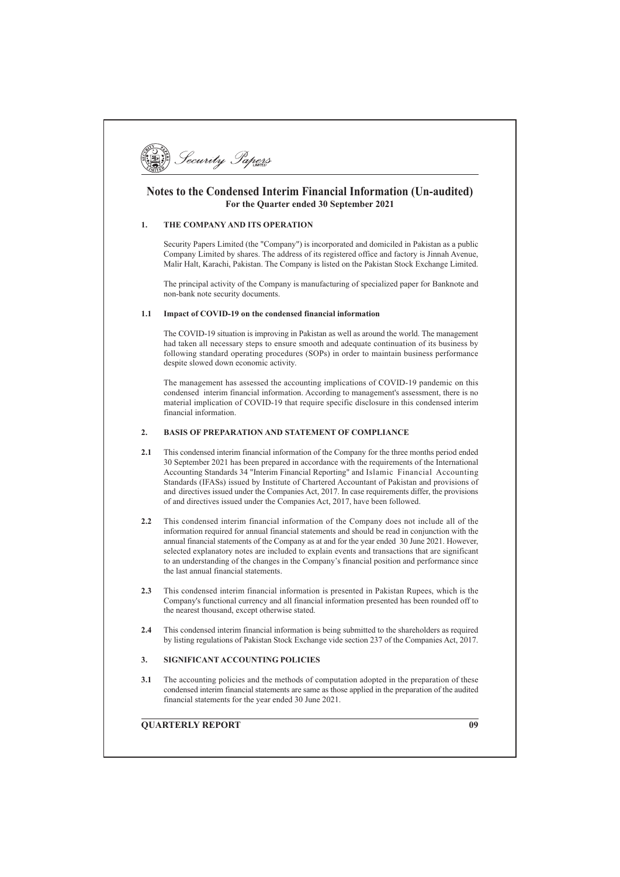# Notes to the Condensed Interim Financial Information (Un-audited)

## For the Quarter ended 30 September 2021

### 1. THE COMPANY AND ITS OPERATION

Security Papers Limited (the "Company") is incorporated and domiciled in Pakistan as a public Company Limited by shares. The address of its registered office and factory is Jinnah Avenue, Malir Halt, Karachi, Pakistan. The Company is listed on the Pakistan Stock Exchange Limited.

The principal activity of the Company is manufacturing of specialized paper for Banknote and non-bank note security documents.

### 1.1 Impact of COVID-19 on the condensed financial information

The COVID-19 situation is improving in Pakistan as well as around the world. The management had taken all necessary steps to ensure smooth and adequate continuation of its business by following standard operating procedures (SOPs) in order to maintain business performance despite slowed down economic activity.

The management has assessed the accounting implications of COVID-19 pandemic on this condensed interim financial information. According to management's assessment, there is no material implication of COVID-19 that require specific disclosure in this condensed interim financial information.

### 2. BASIS OF PREPARATION AND STATEMENT OF COMPLIANCE

**2.1** This condensed interim financial information of the Company for the three months period ended 30 September 2021 has been prepared in accordance with the requirements of the International Accounting Standards 34 "Interim Financial Reporting" and Islamic Financial Accounting Standards (IFASs) issued by Institute of Chartered Accountant of Pakistan and provisions of and directives issued under the Companies Act, 2017. In case requirements differ, the provisions of and directives issued under the Companies Act, 2017, have been followed.

**2.2** This condensed interim financial information of the Company does not include all of the information required for annual financial statements and should be read in conjunction with the annual financial statements of the Company as at and for the year ended 30 June 2021. However, selected explanatory notes are included to explain events and transactions that are significant to an understanding of the changes in the Company's financial position and performance since the last annual financial statements.

**2.3** This condensed interim financial information is presented in Pakistan Rupees, which is the Company's functional currency and all financial information presented has been rounded off to the nearest thousand, except otherwise stated.

**2.4** This condensed interim financial information is being submitted to the shareholders as required by listing regulations of Pakistan Stock Exchange vide section 237 of the Companies Act, 2017.

### 3. SIGNIFICANT ACCOUNTING POLICIES

**3.1** The accounting policies and the methods of computation adopted in the preparation of these condensed interim financial statements are same as those applied in the preparation of the audited financial statements for the year ended 30 June 2021.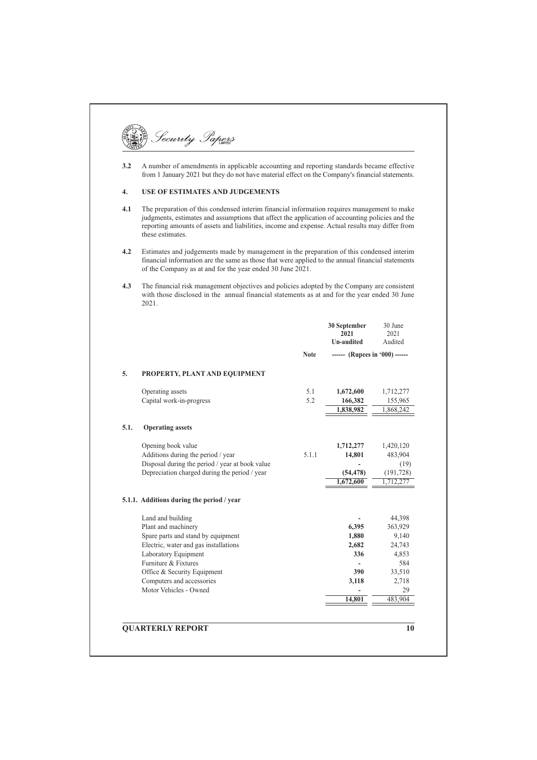**3.2** A number of amendments in applicable accounting and reporting standards became effective from 1 January 2021 but they do not have material effect on the Company's financial statements.

## 4. USE OF ESTIMATES AND JUDGEMENTS

**4.1** The preparation of this condensed interim financial information requires management to make judgments, estimates and assumptions that affect the application of accounting policies and the reporting amounts of assets and liabilities, income and expense. Actual results may differ from these estimates.

**4.2** Estimates and judgements made by management in the preparation of this condensed interim financial information are the same as those that were applied to the annual financial statements of the Company as at and for the year ended 30 June 2021.

**4.3** The financial risk management objectives and policies adopted by the Company are consistent with those disclosed in the annual financial statements as at and for the year ended 30 June 2021.

| | | 30 September 2021 Un-audited | 30 June 2021 Audited |
|---|---|---|---|
| | **Note** | ------ (Rupees in '000) ------ | |
| **5. PROPERTY, PLANT AND EQUIPMENT** | | | |
| Operating assets | 5.1 | **1,672,600** | 1,712,277 |
| Capital work-in-progress | 5.2 | **166,382** | 155,965 |
| | | **1,838,982** | 1,868,242 |
| **5.1. Operating assets** | | | |
| Opening book value | | **1,712,277** | 1,420,120 |
| Additions during the period / year | 5.1.1 | **14,801** | 483,904 |
| Disposal during the period / year at book value | | **-** | (19) |
| Depreciation charged during the period / year | | **(54,478)** | (191,728) |
| | | **1,672,600** | 1,712,277 |
| **5.1.1. Additions during the period / year** | | | |
| Land and building | | **-** | 44,398 |
| Plant and machinery | | **6,395** | 363,929 |
| Spare parts and stand by equipment | | **1,880** | 9,140 |
| Electric, water and gas installations | | **2,682** | 24,743 |
| Laboratory Equipment | | **336** | 4,853 |
| Furniture & Fixtures | | **-** | 584 |
| Office & Security Equipment | | **390** | 33,510 |
| Computers and accessories | | **3,118** | 2,718 |
| Motor Vehicles - Owned | | **-** | 29 |
| | | **14,801** | 483,904 |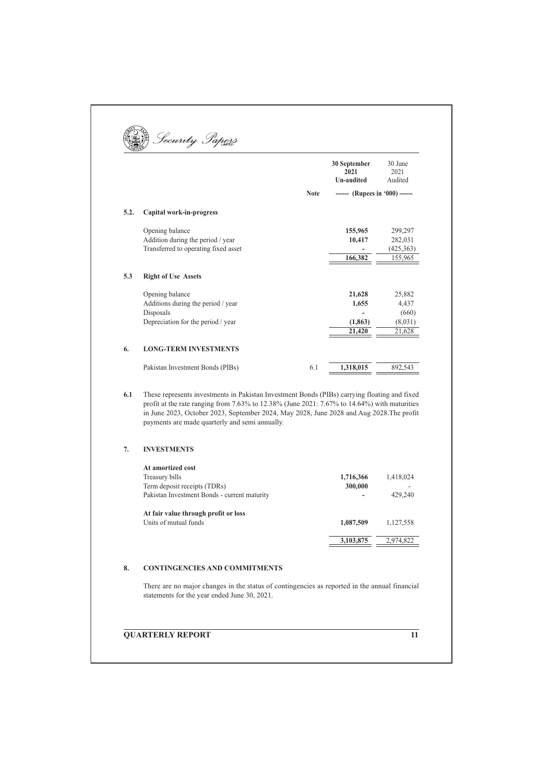| | Note | 30 September 2021 Un-audited | 30 June 2021 Audited |
|---|---|---|---|
| | | ------ (Rupees in '000) ------ | |

**5.2. Capital work-in-progress**

| | | 30 September 2021 | 30 June 2021 |
|---|---|---|---|
| Opening balance | | **155,965** | 299,297 |
| Addition during the period / year | | **10,417** | 282,031 |
| Transferred to operating fixed asset | | **-** | (425,363) |
| | | **166,382** | 155,965 |

**5.3 Right of Use Assets**

| | | 30 September 2021 | 30 June 2021 |
|---|---|---|---|
| Opening balance | | **21,628** | 25,882 |
| Additions during the period / year | | **1,655** | 4,437 |
| Disposals | | **-** | (660) |
| Depreciation for the period / year | | **(1,863)** | (8,031) |
| | | **21,420** | 21,628 |

## 6. LONG-TERM INVESTMENTS

| | Note | 30 September 2021 | 30 June 2021 |
|---|---|---|---|
| Pakistan Investment Bonds (PIBs) | 6.1 | **1,318,015** | 892,543 |

**6.1** These represents investments in Pakistan Investment Bonds (PIBs) carrying floating and fixed profit at the rate ranging from 7.63% to 12.38% (June 2021: 7.67% to 14.64%) with maturities in June 2023, October 2023, September 2024, May 2028, June 2028 and Aug 2028.The profit payments are made quarterly and semi annually.

## 7. INVESTMENTS

| | 30 September 2021 | 30 June 2021 |
|---|---|---|
| **At amortized cost** | | |
| Treasury bills | **1,716,366** | 1,418,024 |
| Term deposit receipts (TDRs) | **300,000** | - |
| Pakistan Investment Bonds - current maturity | **-** | 429,240 |
| **At fair value through profit or loss** | | |
| Units of mutual funds | **1,087,509** | 1,127,558 |
| | **3,103,875** | 2,974,822 |

## 8. CONTINGENCIES AND COMMITMENTS

There are no major changes in the status of contingencies as reported in the annual financial statements for the year ended June 30, 2021.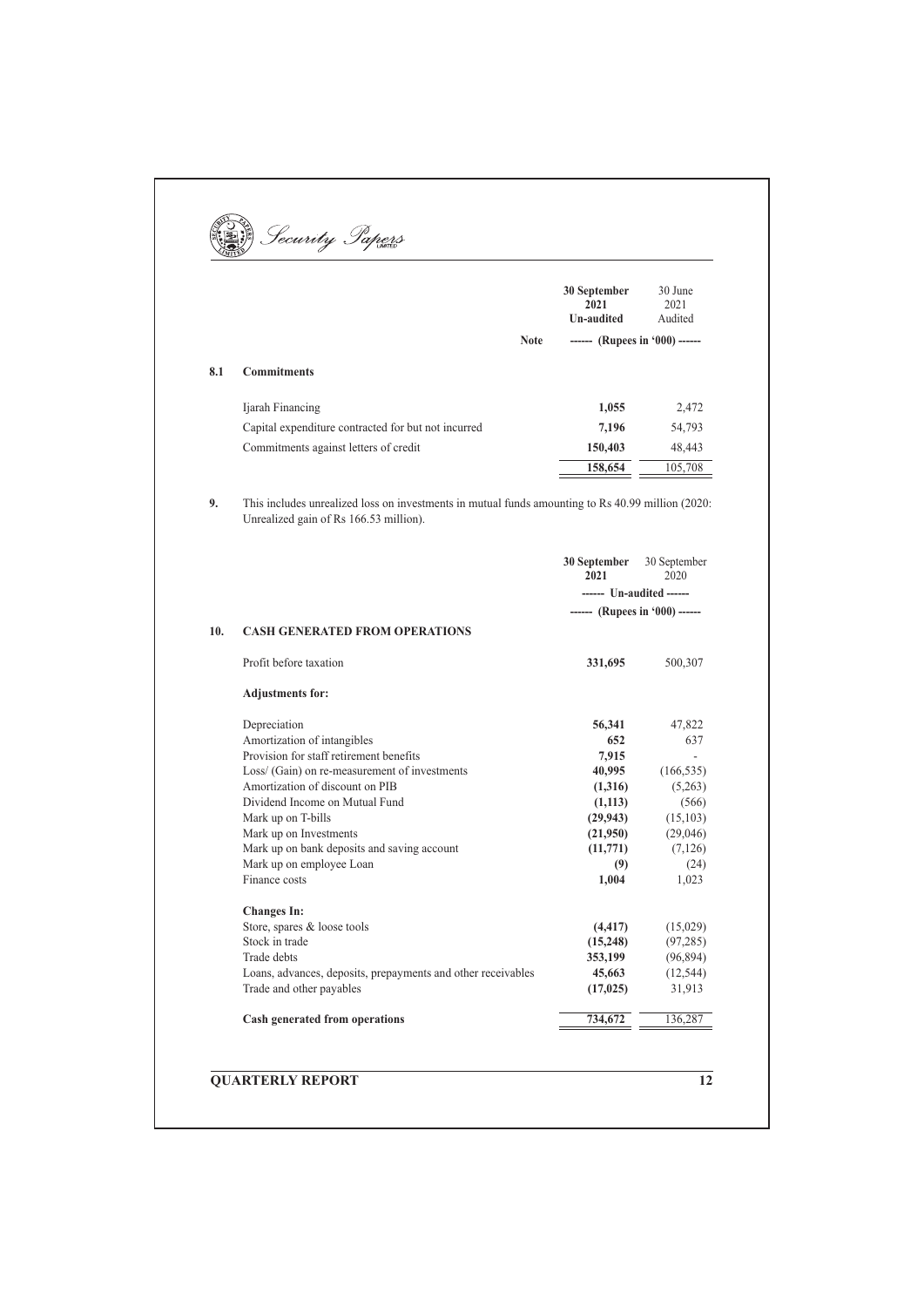| | Note | 30 September 2021 Un-audited | 30 June 2021 Audited |
|---|---|---|---|
| | | ------ (Rupees in '000) ------ | |

**8.1 Commitments**

| | 30 September 2021 Un-audited | 30 June 2021 Audited |
|---|---|---|
| Ijarah Financing | **1,055** | 2,472 |
| Capital expenditure contracted for but not incurred | **7,196** | 54,793 |
| Commitments against letters of credit | **150,403** | 48,443 |
| | **158,654** | 105,708 |

**9.** This includes unrealized loss on investments in mutual funds amounting to Rs 40.99 million (2020: Unrealized gain of Rs 166.53 million).

**10. CASH GENERATED FROM OPERATIONS**

| | 30 September 2021 | 30 September 2020 |
|---|---|---|
| | ------ Un-audited ------ | |
| | ------ (Rupees in '000) ------ | |
| Profit before taxation | **331,695** | 500,307 |
| **Adjustments for:** | | |
| Depreciation | **56,341** | 47,822 |
| Amortization of intangibles | **652** | 637 |
| Provision for staff retirement benefits | **7,915** | - |
| Loss/ (Gain) on re-measurement of investments | **40,995** | (166,535) |
| Amortization of discount on PIB | **(1,316)** | (5,263) |
| Dividend Income on Mutual Fund | **(1,113)** | (566) |
| Mark up on T-bills | **(29,943)** | (15,103) |
| Mark up on Investments | **(21,950)** | (29,046) |
| Mark up on bank deposits and saving account | **(11,771)** | (7,126) |
| Mark up on employee Loan | **(9)** | (24) |
| Finance costs | **1,004** | 1,023 |
| **Changes In:** | | |
| Store, spares & loose tools | **(4,417)** | (15,029) |
| Stock in trade | **(15,248)** | (97,285) |
| Trade debts | **353,199** | (96,894) |
| Loans, advances, deposits, prepayments and other receivables | **45,663** | (12,544) |
| Trade and other payables | **(17,025)** | 31,913 |
| **Cash generated from operations** | **734,672** | 136,287 |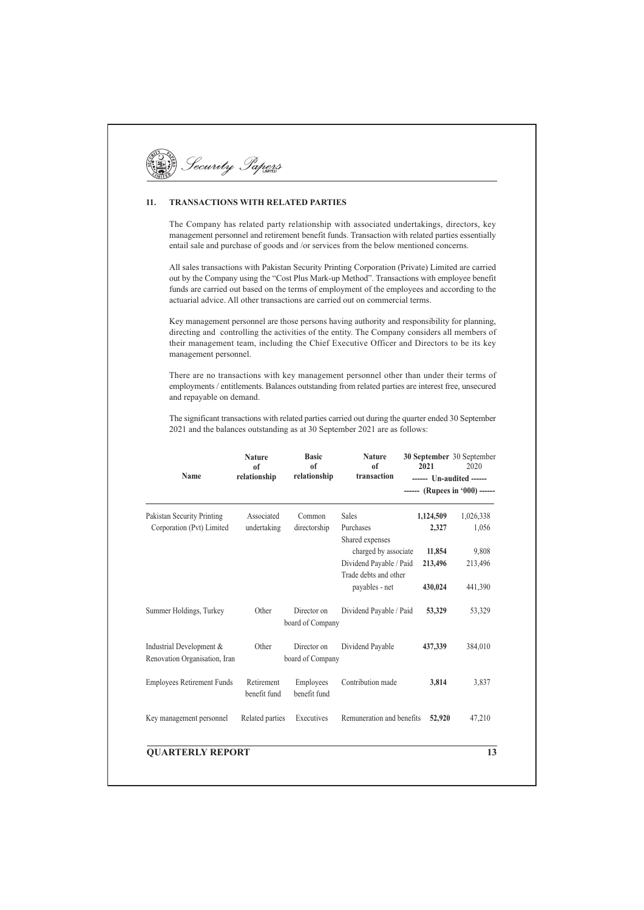## 11. TRANSACTIONS WITH RELATED PARTIES

The Company has related party relationship with associated undertakings, directors, key management personnel and retirement benefit funds. Transaction with related parties essentially entail sale and purchase of goods and /or services from the below mentioned concerns.

All sales transactions with Pakistan Security Printing Corporation (Private) Limited are carried out by the Company using the "Cost Plus Mark-up Method". Transactions with employee benefit funds are carried out based on the terms of employment of the employees and according to the actuarial advice. All other transactions are carried out on commercial terms.

Key management personnel are those persons having authority and responsibility for planning, directing and controlling the activities of the entity. The Company considers all members of their management team, including the Chief Executive Officer and Directors to be its key management personnel.

There are no transactions with key management personnel other than under their terms of employments / entitlements. Balances outstanding from related parties are interest free, unsecured and repayable on demand.

The significant transactions with related parties carried out during the quarter ended 30 September 2021 and the balances outstanding as at 30 September 2021 are as follows:

| Name | Nature of relationship | Basic of relationship | Nature of transaction | **30 September 2021** | 30 September 2020 |
|---|---|---|---|---|---|
| | | | | ------ Un-audited ------ | |
| | | | | ------ (Rupees in '000) ------ | |
| Pakistan Security Printing Corporation (Pvt) Limited | Associated undertaking | Common directorship | Sales | **1,124,509** | 1,026,338 |
| | | | Purchases | **2,327** | 1,056 |
| | | | Shared expenses charged by associate | **11,854** | 9,808 |
| | | | Dividend Payable / Paid | **213,496** | 213,496 |
| | | | Trade debts and other payables - net | **430,024** | 441,390 |
| Summer Holdings, Turkey | Other | Director on board of Company | Dividend Payable / Paid | **53,329** | 53,329 |
| Industrial Development & Renovation Organisation, Iran | Other | Director on board of Company | Dividend Payable | **437,339** | 384,010 |
| Employees Retirement Funds | Retirement benefit fund | Employees benefit fund | Contribution made | **3,814** | 3,837 |
| Key management personnel | Related parties | Executives | Remuneration and benefits | **52,920** | 47,210 |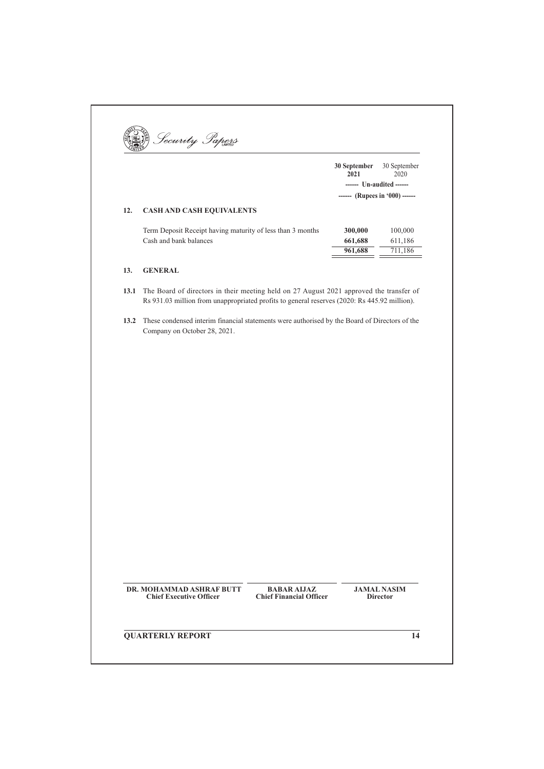| | 30 September 2021 | 30 September 2020 |
|---|---|---|
| | ------ Un-audited ------ | |
| | ------ (Rupees in '000) ------ | |

## 12. CASH AND CASH EQUIVALENTS

| | 30 September 2021 | 30 September 2020 |
|---|---|---|
| Term Deposit Receipt having maturity of less than 3 months | **300,000** | 100,000 |
| Cash and bank balances | **661,688** | 611,186 |
| | **961,688** | 711,186 |

## 13. GENERAL

**13.1** The Board of directors in their meeting held on 27 August 2021 approved the transfer of Rs 931.03 million from unappropriated profits to general reserves (2020: Rs 445.92 million).

**13.2** These condensed interim financial statements were authorised by the Board of Directors of the Company on October 28, 2021.

| DR. MOHAMMAD ASHRAF BUTT | BABAR AIJAZ | JAMAL NASIM |
|---|---|---|
| Chief Executive Officer | Chief Financial Officer | Director |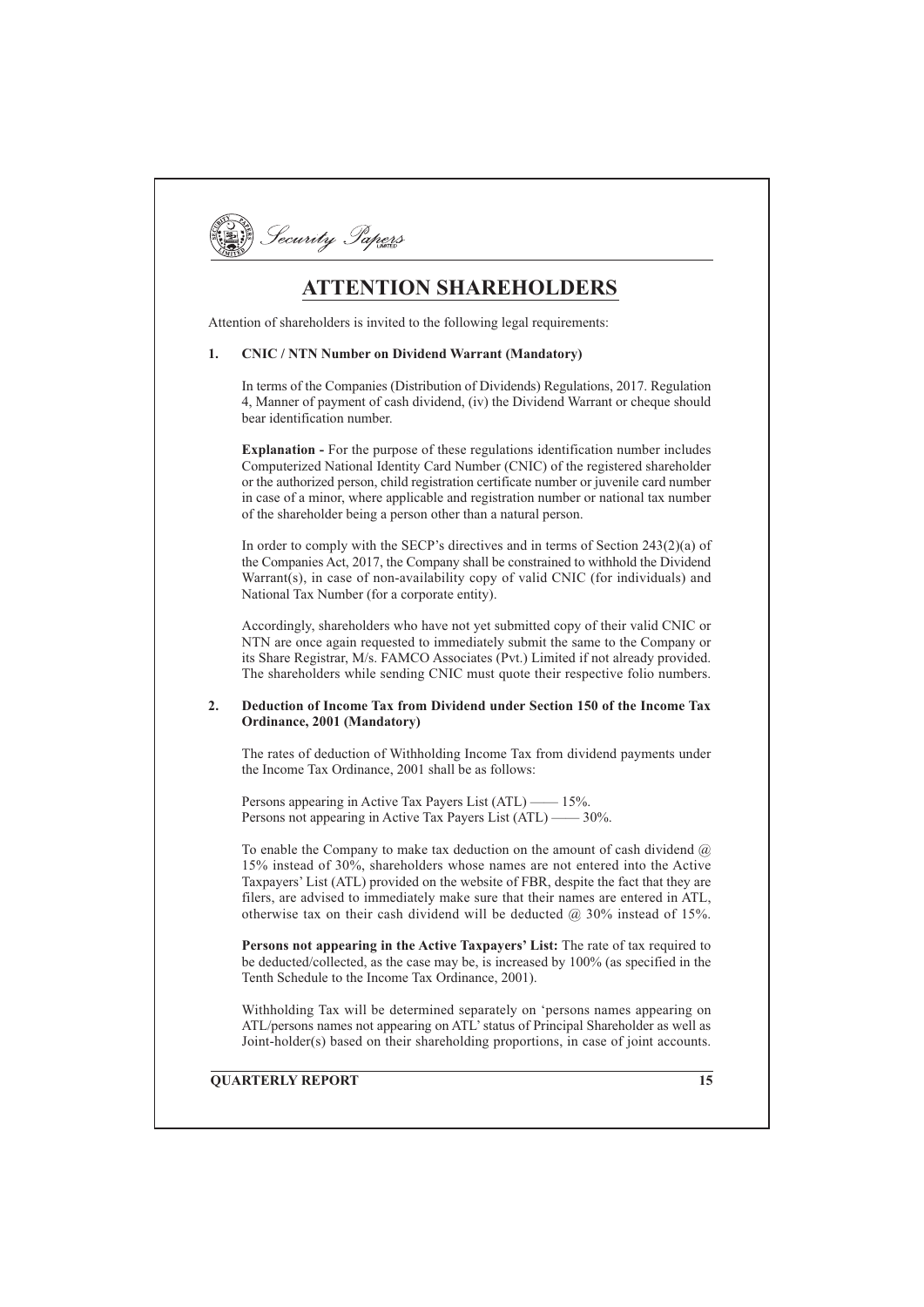# ATTENTION SHAREHOLDERS

Attention of shareholders is invited to the following legal requirements:

### 1. CNIC / NTN Number on Dividend Warrant (Mandatory)

In terms of the Companies (Distribution of Dividends) Regulations, 2017. Regulation 4, Manner of payment of cash dividend, (iv) the Dividend Warrant or cheque should bear identification number.

**Explanation -** For the purpose of these regulations identification number includes Computerized National Identity Card Number (CNIC) of the registered shareholder or the authorized person, child registration certificate number or juvenile card number in case of a minor, where applicable and registration number or national tax number of the shareholder being a person other than a natural person.

In order to comply with the SECP's directives and in terms of Section 243(2)(a) of the Companies Act, 2017, the Company shall be constrained to withhold the Dividend Warrant(s), in case of non-availability copy of valid CNIC (for individuals) and National Tax Number (for a corporate entity).

Accordingly, shareholders who have not yet submitted copy of their valid CNIC or NTN are once again requested to immediately submit the same to the Company or its Share Registrar, M/s. FAMCO Associates (Pvt.) Limited if not already provided. The shareholders while sending CNIC must quote their respective folio numbers.

### 2. Deduction of Income Tax from Dividend under Section 150 of the Income Tax Ordinance, 2001 (Mandatory)

The rates of deduction of Withholding Income Tax from dividend payments under the Income Tax Ordinance, 2001 shall be as follows:

Persons appearing in Active Tax Payers List (ATL) —— 15%.
Persons not appearing in Active Tax Payers List (ATL) —— 30%.

To enable the Company to make tax deduction on the amount of cash dividend @ 15% instead of 30%, shareholders whose names are not entered into the Active Taxpayers' List (ATL) provided on the website of FBR, despite the fact that they are filers, are advised to immediately make sure that their names are entered in ATL, otherwise tax on their cash dividend will be deducted @ 30% instead of 15%.

**Persons not appearing in the Active Taxpayers' List:** The rate of tax required to be deducted/collected, as the case may be, is increased by 100% (as specified in the Tenth Schedule to the Income Tax Ordinance, 2001).

Withholding Tax will be determined separately on 'persons names appearing on ATL/persons names not appearing on ATL' status of Principal Shareholder as well as Joint-holder(s) based on their shareholding proportions, in case of joint accounts.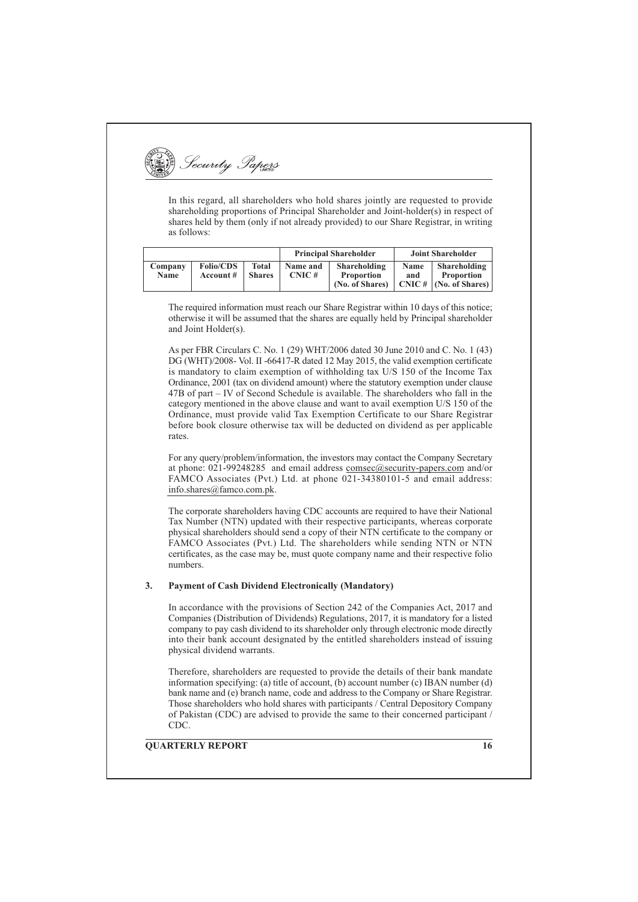In this regard, all shareholders who hold shares jointly are requested to provide shareholding proportions of Principal Shareholder and Joint-holder(s) in respect of shares held by them (only if not already provided) to our Share Registrar, in writing as follows:

| | | | Principal Shareholder | | Joint Shareholder | |
|---|---|---|---|---|---|---|
| **Company Name** | **Folio/CDS Account #** | **Total Shares** | **Name and CNIC #** | **Shareholding Proportion (No. of Shares)** | **Name and CNIC #** | **Shareholding Proportion (No. of Shares)** |

The required information must reach our Share Registrar within 10 days of this notice; otherwise it will be assumed that the shares are equally held by Principal shareholder and Joint Holder(s).

As per FBR Circulars C. No. 1 (29) WHT/2006 dated 30 June 2010 and C. No. 1 (43) DG (WHT)/2008- Vol. II -66417-R dated 12 May 2015, the valid exemption certificate is mandatory to claim exemption of withholding tax U/S 150 of the Income Tax Ordinance, 2001 (tax on dividend amount) where the statutory exemption under clause 47B of part – IV of Second Schedule is available. The shareholders who fall in the category mentioned in the above clause and want to avail exemption U/S 150 of the Ordinance, must provide valid Tax Exemption Certificate to our Share Registrar before book closure otherwise tax will be deducted on dividend as per applicable rates.

For any query/problem/information, the investors may contact the Company Secretary at phone: 021-99248285 and email address comsec@security-papers.com and/or FAMCO Associates (Pvt.) Ltd. at phone 021-34380101-5 and email address: info.shares@famco.com.pk.

The corporate shareholders having CDC accounts are required to have their National Tax Number (NTN) updated with their respective participants, whereas corporate physical shareholders should send a copy of their NTN certificate to the company or FAMCO Associates (Pvt.) Ltd. The shareholders while sending NTN or NTN certificates, as the case may be, must quote company name and their respective folio numbers.

**3. Payment of Cash Dividend Electronically (Mandatory)**

In accordance with the provisions of Section 242 of the Companies Act, 2017 and Companies (Distribution of Dividends) Regulations, 2017, it is mandatory for a listed company to pay cash dividend to its shareholder only through electronic mode directly into their bank account designated by the entitled shareholders instead of issuing physical dividend warrants.

Therefore, shareholders are requested to provide the details of their bank mandate information specifying: (a) title of account, (b) account number (c) IBAN number (d) bank name and (e) branch name, code and address to the Company or Share Registrar. Those shareholders who hold shares with participants / Central Depository Company of Pakistan (CDC) are advised to provide the same to their concerned participant / CDC.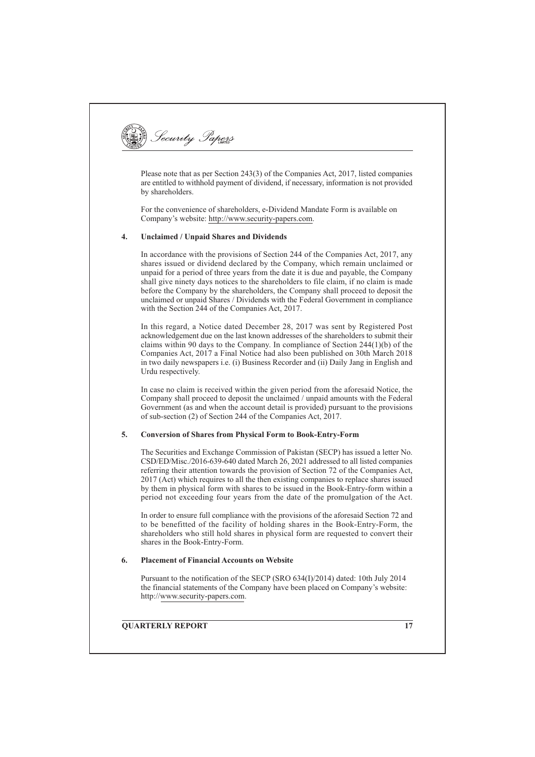Please note that as per Section 243(3) of the Companies Act, 2017, listed companies are entitled to withhold payment of dividend, if necessary, information is not provided by shareholders.

For the convenience of shareholders, e-Dividend Mandate Form is available on Company's website: http://www.security-papers.com.

**4. Unclaimed / Unpaid Shares and Dividends**

In accordance with the provisions of Section 244 of the Companies Act, 2017, any shares issued or dividend declared by the Company, which remain unclaimed or unpaid for a period of three years from the date it is due and payable, the Company shall give ninety days notices to the shareholders to file claim, if no claim is made before the Company by the shareholders, the Company shall proceed to deposit the unclaimed or unpaid Shares / Dividends with the Federal Government in compliance with the Section 244 of the Companies Act, 2017.

In this regard, a Notice dated December 28, 2017 was sent by Registered Post acknowledgement due on the last known addresses of the shareholders to submit their claims within 90 days to the Company. In compliance of Section 244(1)(b) of the Companies Act, 2017 a Final Notice had also been published on 30th March 2018 in two daily newspapers i.e. (i) Business Recorder and (ii) Daily Jang in English and Urdu respectively.

In case no claim is received within the given period from the aforesaid Notice, the Company shall proceed to deposit the unclaimed / unpaid amounts with the Federal Government (as and when the account detail is provided) pursuant to the provisions of sub-section (2) of Section 244 of the Companies Act, 2017.

**5. Conversion of Shares from Physical Form to Book-Entry-Form**

The Securities and Exchange Commission of Pakistan (SECP) has issued a letter No. CSD/ED/Misc./2016-639-640 dated March 26, 2021 addressed to all listed companies referring their attention towards the provision of Section 72 of the Companies Act, 2017 (Act) which requires to all the then existing companies to replace shares issued by them in physical form with shares to be issued in the Book-Entry-form within a period not exceeding four years from the date of the promulgation of the Act.

In order to ensure full compliance with the provisions of the aforesaid Section 72 and to be benefitted of the facility of holding shares in the Book-Entry-Form, the shareholders who still hold shares in physical form are requested to convert their shares in the Book-Entry-Form.

**6. Placement of Financial Accounts on Website**

Pursuant to the notification of the SECP (SRO 634(I)/2014) dated: 10th July 2014 the financial statements of the Company have been placed on Company's website: http://www.security-papers.com.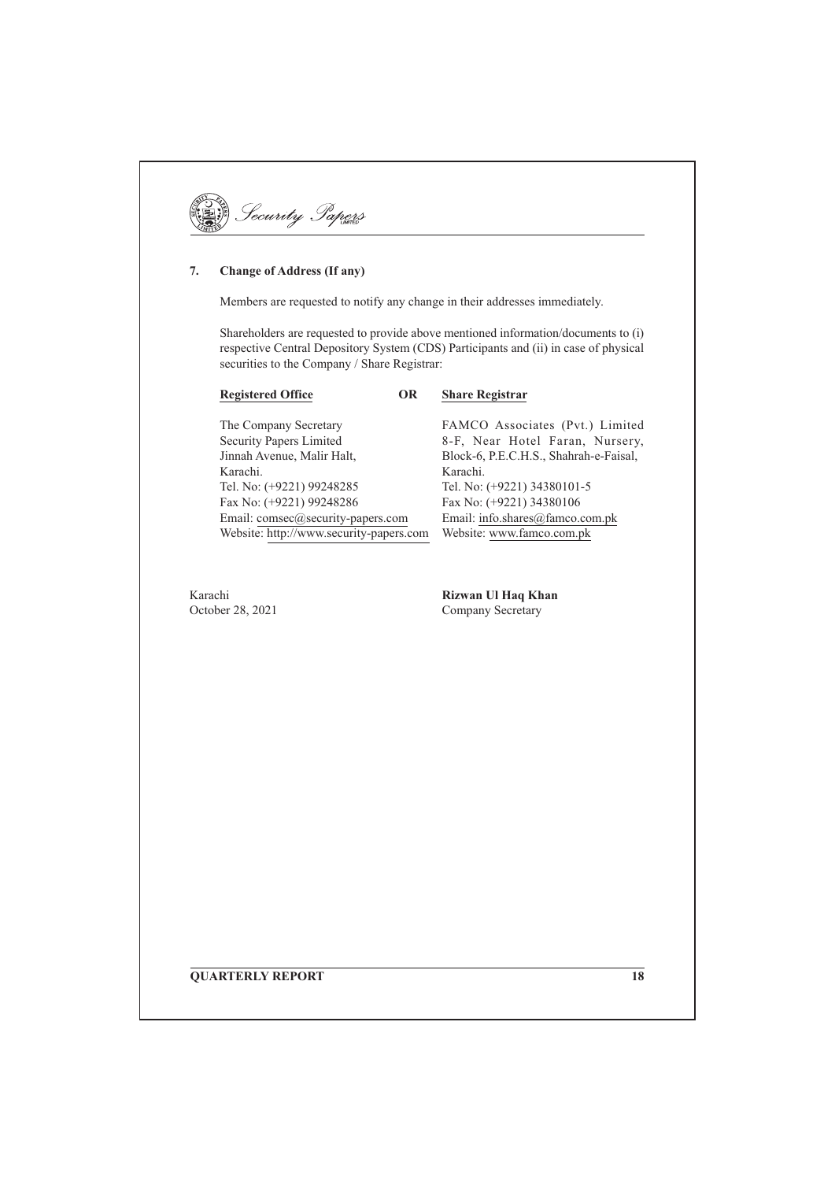### 7. Change of Address (If any)

Members are requested to notify any change in their addresses immediately.

Shareholders are requested to provide above mentioned information/documents to (i) respective Central Depository System (CDS) Participants and (ii) in case of physical securities to the Company / Share Registrar:

| **Registered Office** | **OR** | **Share Registrar** |
|---|---|---|
| The Company Secretary | | FAMCO Associates (Pvt.) Limited |
| Security Papers Limited | | 8-F, Near Hotel Faran, Nursery, |
| Jinnah Avenue, Malir Halt, | | Block-6, P.E.C.H.S., Shahrah-e-Faisal, |
| Karachi. | | Karachi. |
| Tel. No: (+9221) 99248285 | | Tel. No: (+9221) 34380101-5 |
| Fax No: (+9221) 99248286 | | Fax No: (+9221) 34380106 |
| Email: comsec@security-papers.com | | Email: info.shares@famco.com.pk |
| Website: http://www.security-papers.com | | Website: www.famco.com.pk |

Karachi
October 28, 2021

**Rizwan Ul Haq Khan**
Company Secretary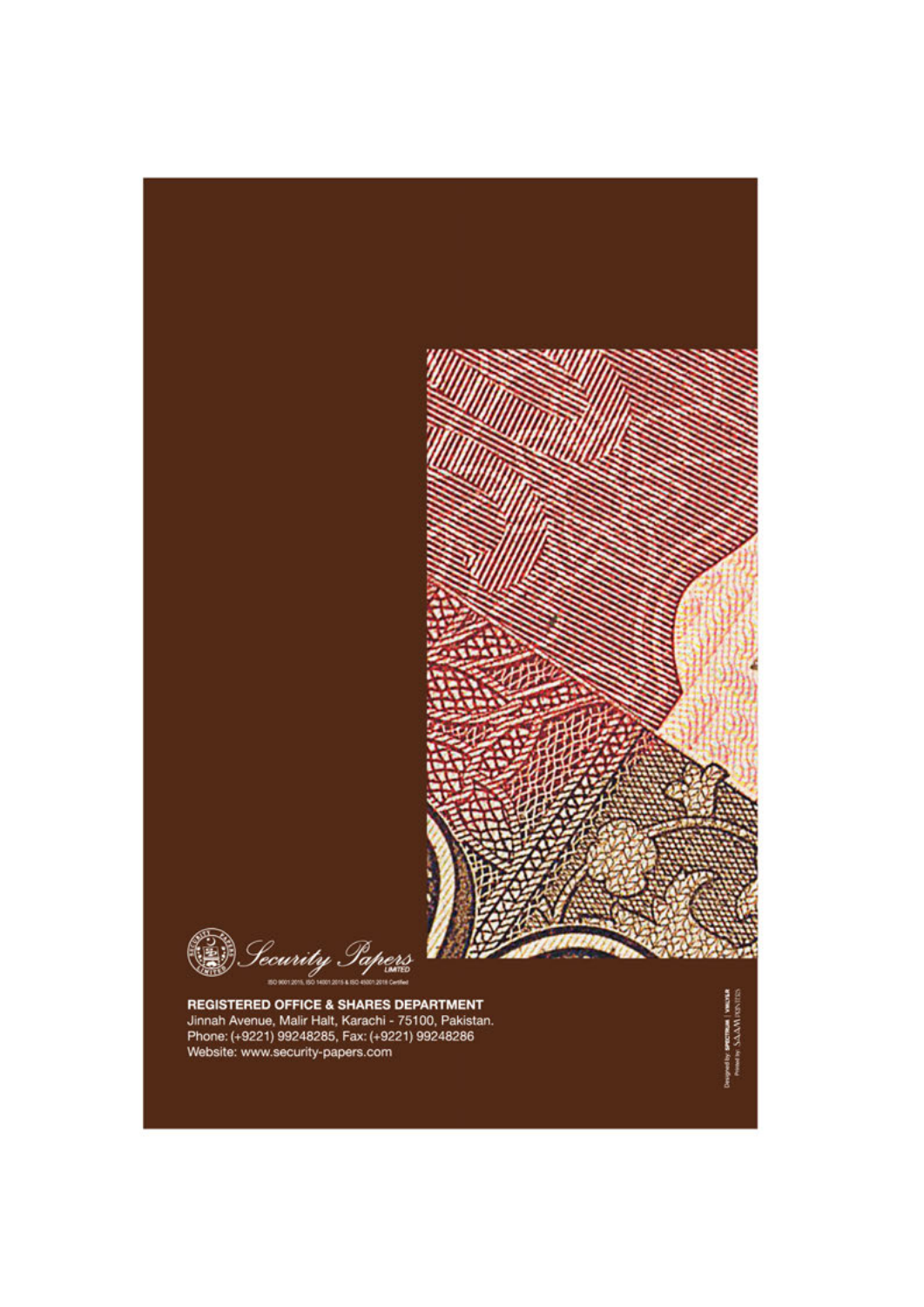Security Papers LIMITED

ISO 9001:2015, ISO 14001:2015 & ISO 45001:2018 Certified

**REGISTERED OFFICE & SHARES DEPARTMENT**

Jinnah Avenue, Malir Halt, Karachi - 75100, Pakistan.
Phone: (+9221) 99248285, Fax: (+9221) 99248286
Website: www.security-papers.com

Designed by: SPECTRUM | VMLY&R
Printed by: SAAM PRINTS